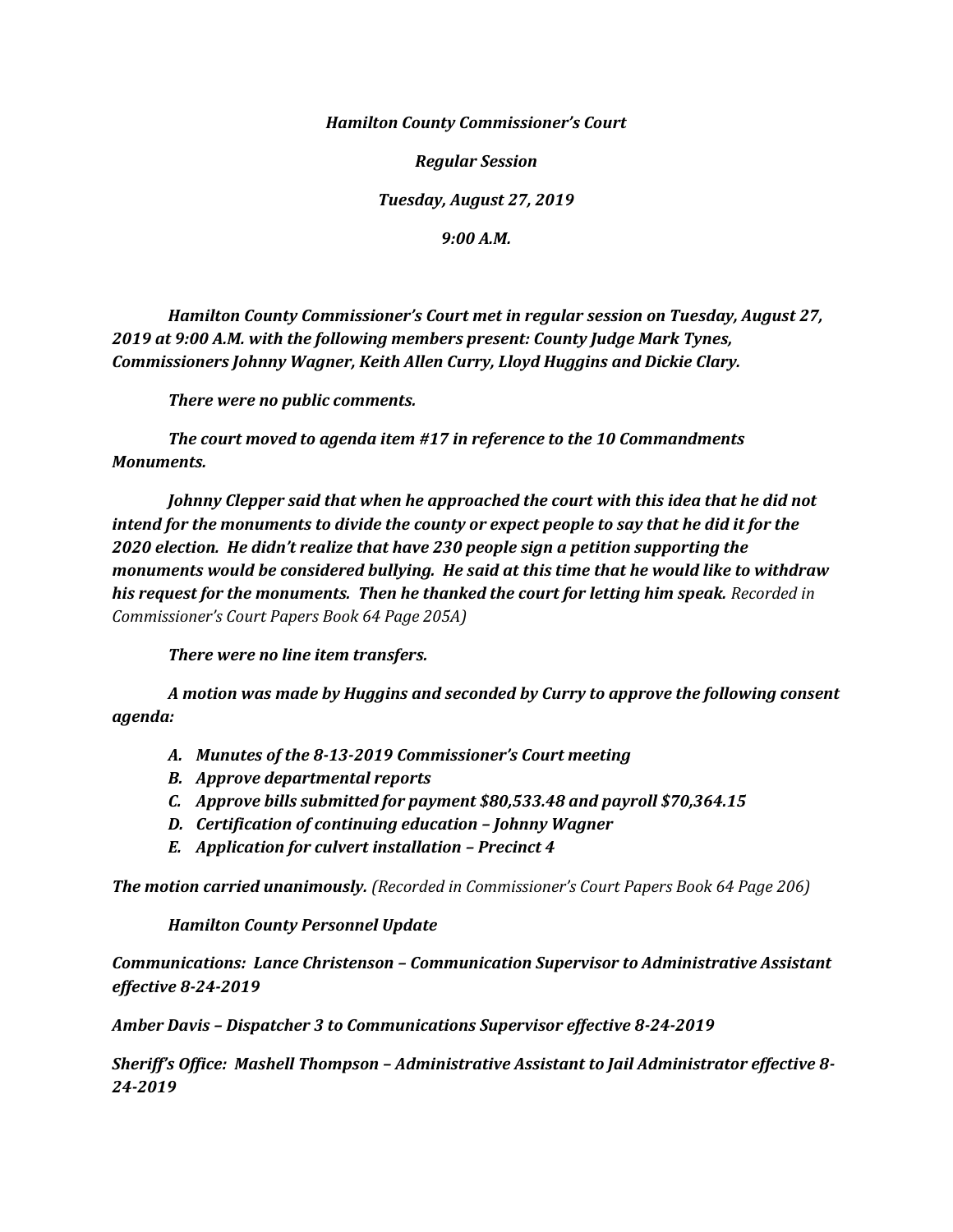***Hamilton County Commissioner's Court***

***Regular Session***

***Tuesday, August 27, 2019***

***9:00 A.M.***

***Hamilton County Commissioner's Court met in regular session on Tuesday, August 27, 2019 at 9:00 A.M. with the following members present: County Judge Mark Tynes, Commissioners Johnny Wagner, Keith Allen Curry, Lloyd Huggins and Dickie Clary.***

***There were no public comments.***

***The court moved to agenda item #17 in reference to the 10 Commandments Monuments.***

***Johnny Clepper said that when he approached the court with this idea that he did not intend for the monuments to divide the county or expect people to say that he did it for the 2020 election. He didn't realize that have 230 people sign a petition supporting the monuments would be considered bullying. He said at this time that he would like to withdraw his request for the monuments. Then he thanked the court for letting him speak.*** *Recorded in Commissioner's Court Papers Book 64 Page 205A)*

***There were no line item transfers.***

***A motion was made by Huggins and seconded by Curry to approve the following consent agenda:***

- ***A. Munutes of the 8-13-2019 Commissioner's Court meeting***
- ***B. Approve departmental reports***
- ***C. Approve bills submitted for payment $80,533.48 and payroll $70,364.15***
- ***D. Certification of continuing education – Johnny Wagner***
- ***E. Application for culvert installation – Precinct 4***

***The motion carried unanimously.*** *(Recorded in Commissioner's Court Papers Book 64 Page 206)*

***Hamilton County Personnel Update***

***Communications: Lance Christenson – Communication Supervisor to Administrative Assistant effective 8-24-2019***

***Amber Davis – Dispatcher 3 to Communications Supervisor effective 8-24-2019***

***Sheriff's Office: Mashell Thompson – Administrative Assistant to Jail Administrator effective 8-24-2019***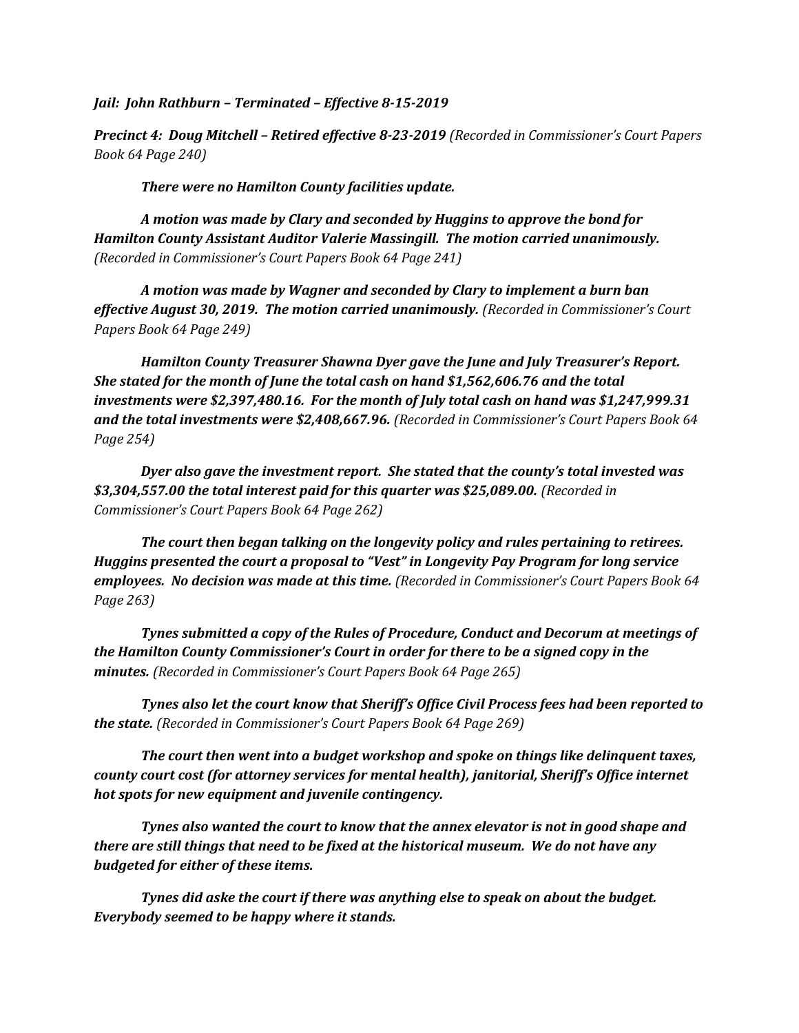*Jail: John Rathburn – Terminated – Effective 8-15-2019*

***Precinct 4: Doug Mitchell – Retired effective 8-23-2019*** *(Recorded in Commissioner's Court Papers Book 64 Page 240)*

***There were no Hamilton County facilities update.***

***A motion was made by Clary and seconded by Huggins to approve the bond for Hamilton County Assistant Auditor Valerie Massingill. The motion carried unanimously.*** *(Recorded in Commissioner's Court Papers Book 64 Page 241)*

***A motion was made by Wagner and seconded by Clary to implement a burn ban effective August 30, 2019. The motion carried unanimously.*** *(Recorded in Commissioner's Court Papers Book 64 Page 249)*

***Hamilton County Treasurer Shawna Dyer gave the June and July Treasurer's Report. She stated for the month of June the total cash on hand $1,562,606.76 and the total investments were $2,397,480.16. For the month of July total cash on hand was $1,247,999.31 and the total investments were $2,408,667.96.*** *(Recorded in Commissioner's Court Papers Book 64 Page 254)*

***Dyer also gave the investment report. She stated that the county's total invested was $3,304,557.00 the total interest paid for this quarter was $25,089.00.*** *(Recorded in Commissioner's Court Papers Book 64 Page 262)*

***The court then began talking on the longevity policy and rules pertaining to retirees. Huggins presented the court a proposal to "Vest" in Longevity Pay Program for long service employees. No decision was made at this time.*** *(Recorded in Commissioner's Court Papers Book 64 Page 263)*

***Tynes submitted a copy of the Rules of Procedure, Conduct and Decorum at meetings of the Hamilton County Commissioner's Court in order for there to be a signed copy in the minutes.*** *(Recorded in Commissioner's Court Papers Book 64 Page 265)*

***Tynes also let the court know that Sheriff's Office Civil Process fees had been reported to the state.*** *(Recorded in Commissioner's Court Papers Book 64 Page 269)*

***The court then went into a budget workshop and spoke on things like delinquent taxes, county court cost (for attorney services for mental health), janitorial, Sheriff's Office internet hot spots for new equipment and juvenile contingency.***

***Tynes also wanted the court to know that the annex elevator is not in good shape and there are still things that need to be fixed at the historical museum. We do not have any budgeted for either of these items.***

***Tynes did aske the court if there was anything else to speak on about the budget. Everybody seemed to be happy where it stands.***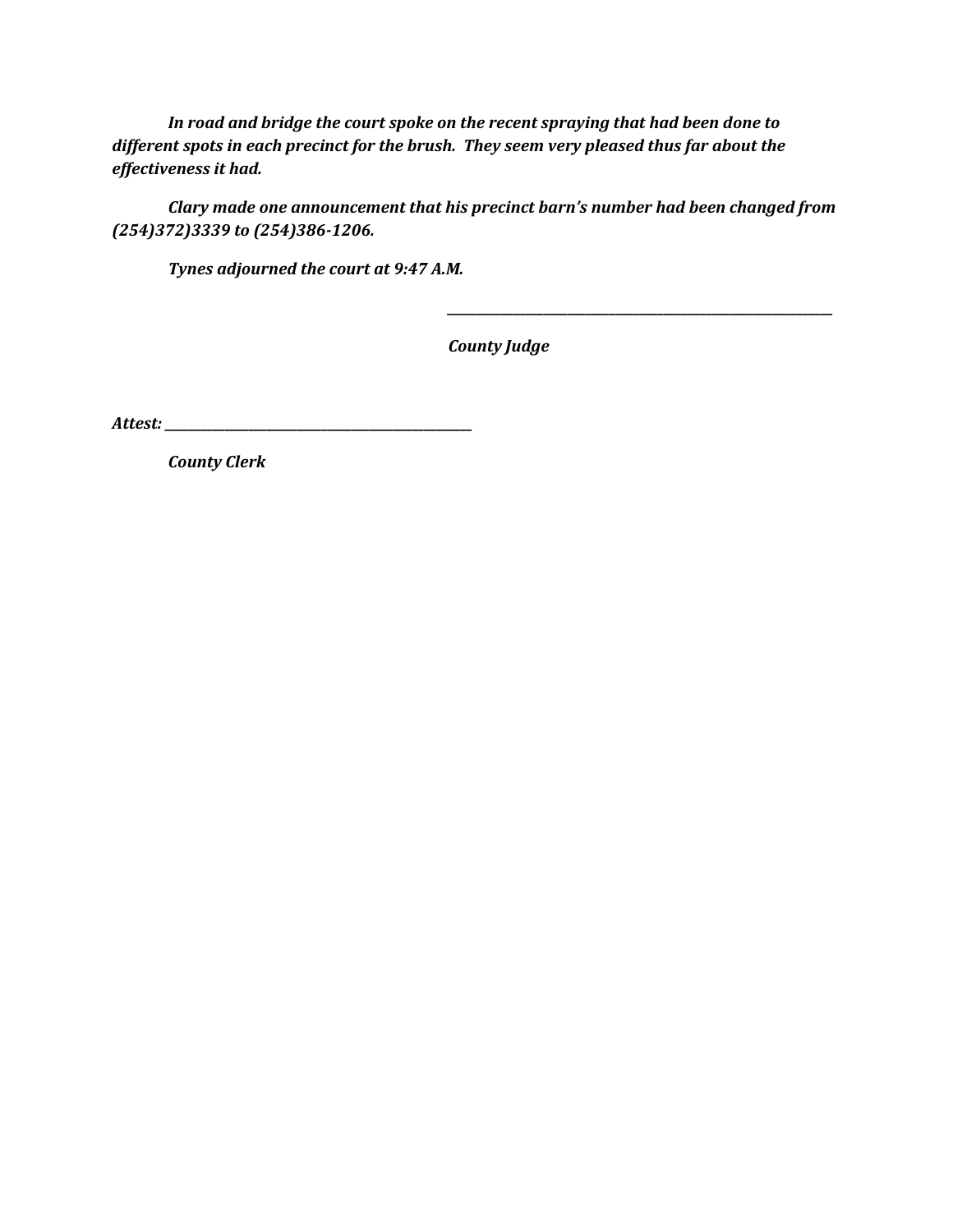*In road and bridge the court spoke on the recent spraying that had been done to different spots in each precinct for the brush.  They seem very pleased thus far about the effectiveness it had.*

*Clary made one announcement that his precinct barn's number had been changed from (254)372)3339 to (254)386-1206.*

*Tynes adjourned the court at 9:47 A.M.*

\_\_\_\_\_\_\_\_\_\_\_\_\_\_\_\_\_\_\_\_\_\_\_\_\_\_\_\_\_\_\_\_\_\_\_\_\_\_\_\_\_\_\_\_\_\_\_\_

*County Judge*

*Attest:* \_\_\_\_\_\_\_\_\_\_\_\_\_\_\_\_\_\_\_\_\_\_\_\_\_\_\_\_\_\_\_\_\_\_\_\_\_\_\_\_

*County Clerk*